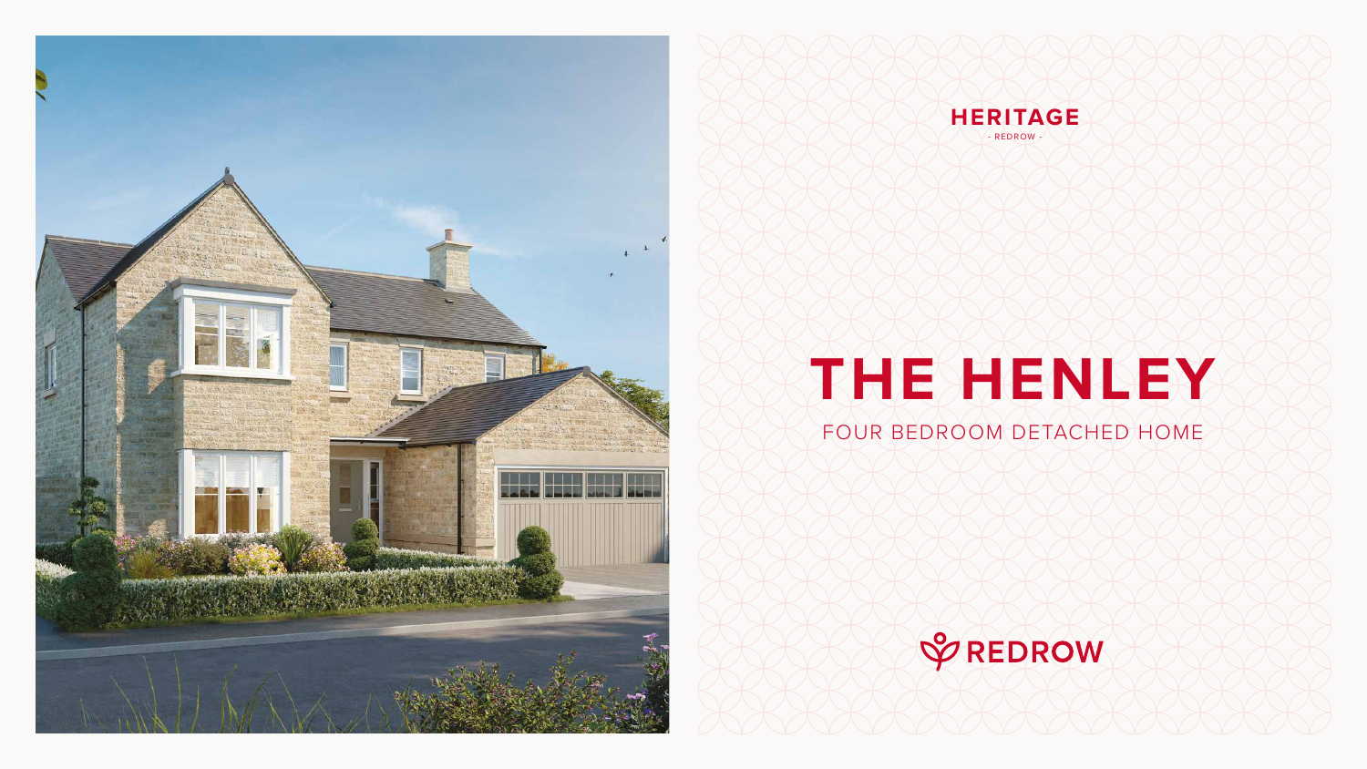HERITAGE

- REDROW -

# THE HENLEY

FOUR BEDROOM DETACHED HOME

REDROW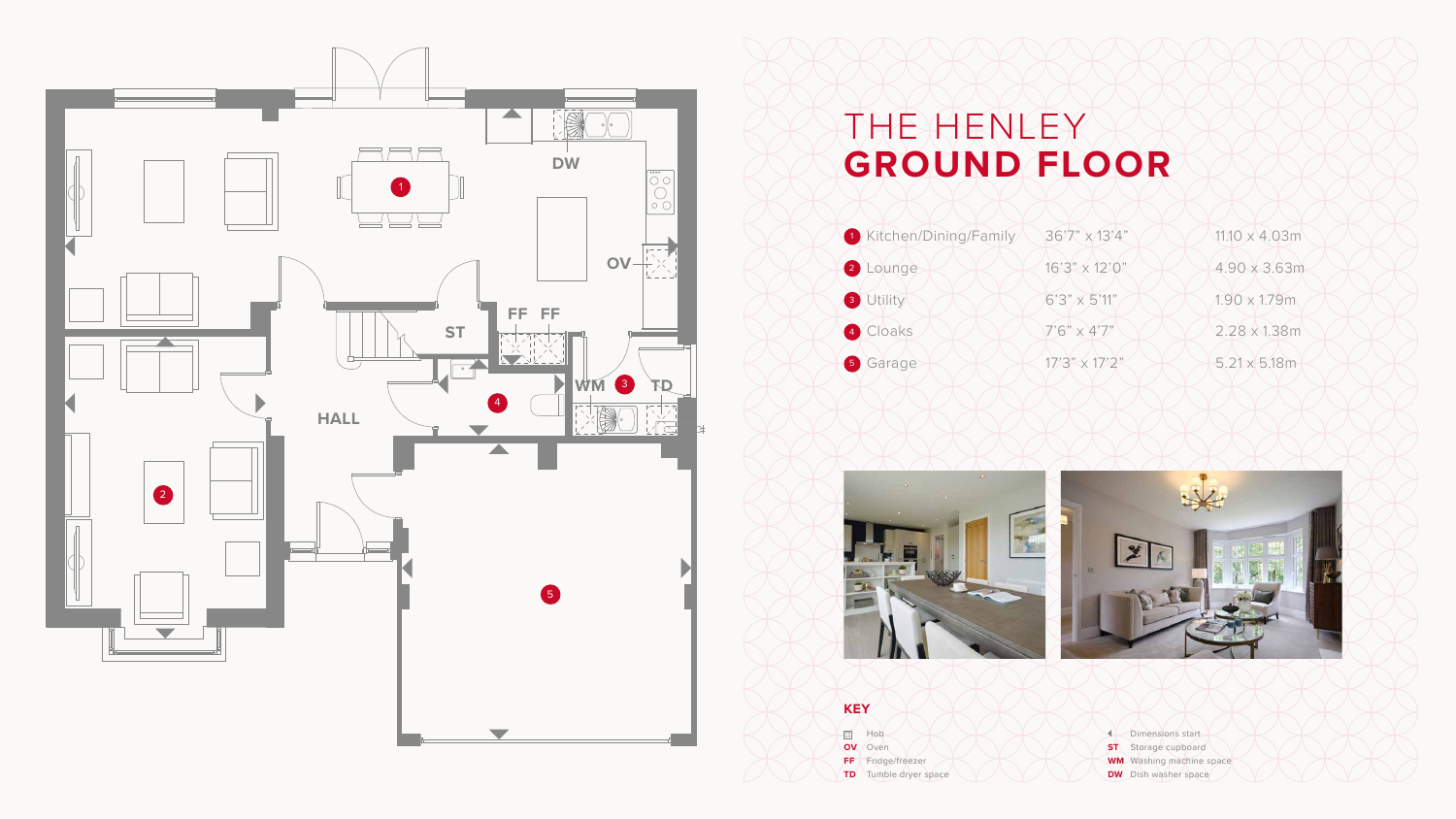# THE HENLEY **GROUND FLOOR**

| | | |
|---|---|---|
| 1 Kitchen/Dining/Family | 36'7" x 13'4" | 11.10 x 4.03m |
| 2 Lounge | 16'3" x 12'0" | 4.90 x 3.63m |
| 3 Utility | 6'3" x 5'11" | 1.90 x 1.79m |
| 4 Cloaks | 7'6" x 4'7" | 2.28 x 1.38m |
| 5 Garage | 17'3" x 17'2" | 5.21 x 5.18m |

**KEY**

- Hob
- **OV** Oven
- **FF** Fridge/freezer
- **TD** Tumble dryer space
- Dimensions start
- **ST** Storage cupboard
- **WM** Washing machine space
- **DW** Dish washer space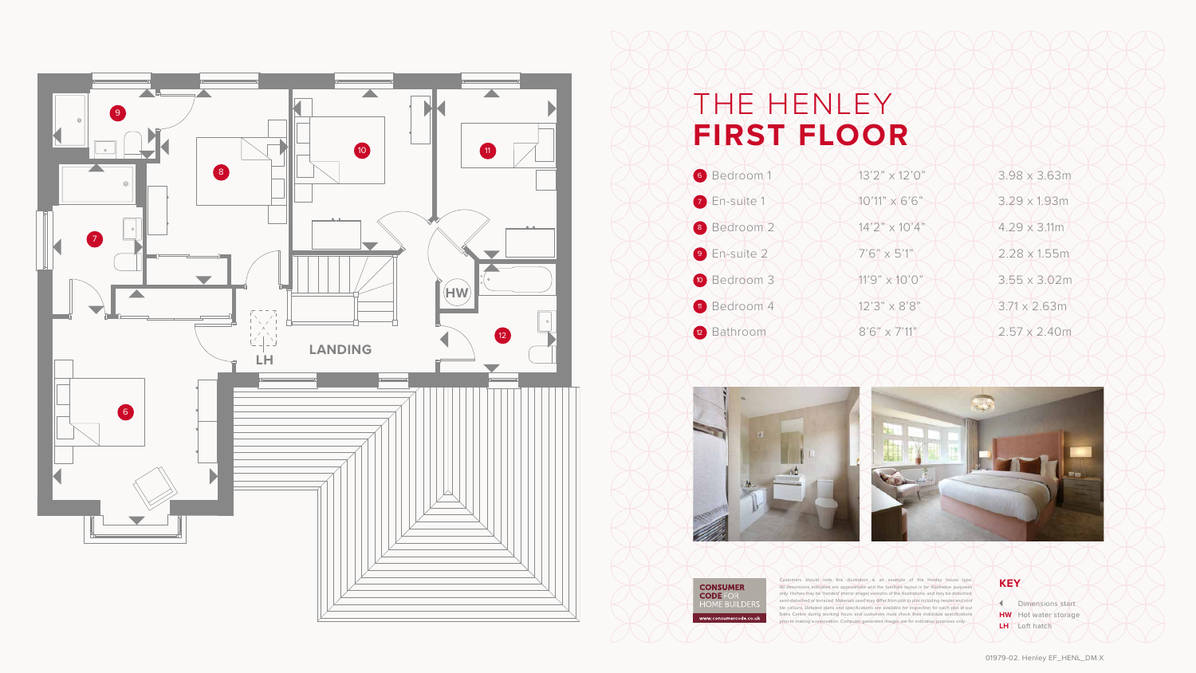# THE HENLEY
## FIRST FLOOR

| | | |
|---|---|---|
| 6 Bedroom 1 | 13'2" x 12'0" | 3.98 x 3.63m |
| 7 En-suite 1 | 10'11" x 6'6" | 3.29 x 1.93m |
| 8 Bedroom 2 | 14'2" x 10'4" | 4.29 x 3.11m |
| 9 En-suite 2 | 7'6" x 5'1" | 2.28 x 1.55m |
| 10 Bedroom 3 | 11'9" x 10'0" | 3.55 x 3.02m |
| 11 Bedroom 4 | 12'3" x 8'8" | 3.71 x 2.63m |
| 12 Bathroom | 8'6" x 7'11" | 2.57 x 2.40m |

LANDING

LH

HW

CONSUMER CODE FOR HOME BUILDERS
www.consumercode.co.uk

Customers should note this illustration is an example of the Henley house type. All dimensions indicated are approximate and the furniture layout is for illustrative purposes only. Homes may be 'handed' (mirror image) versions of the illustrations, and may be detached, semi-detached or terraced. Materials used may differ from plot to plot including render and roof tile colours. Detailed plans and specifications are available for inspection for each plot at our Sales Centre during working hours and customers must check their individual specifications prior to making a reservation. Computer generated images are for indicative purposes only.

**KEY**

- Dimensions start
- **HW** Hot water storage
- **LH** Loft hatch

01979-02. Henley EF_HENL_DM.X